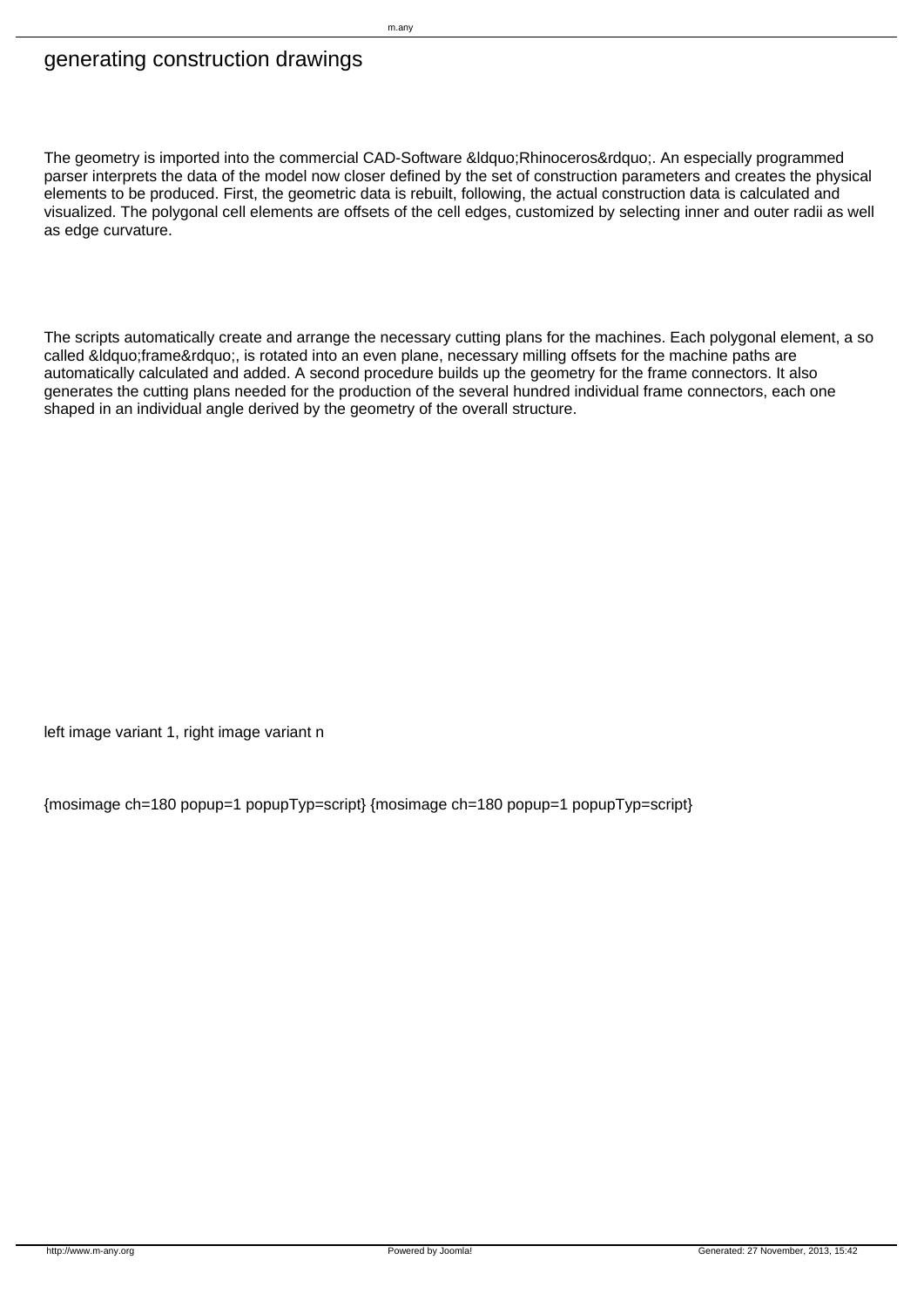# generating construction drawings

The geometry is imported into the commercial CAD-Software &ldquo;Rhinoceros&rdquo;. An especially programmed parser interprets the data of the model now closer defined by the set of construction parameters and creates the physical elements to be produced. First, the geometric data is rebuilt, following, the actual construction data is calculated and visualized. The polygonal cell elements are offsets of the cell edges, customized by selecting inner and outer radii as well as edge curvature.

The scripts automatically create and arrange the necessary cutting plans for the machines. Each polygonal element, a so called &ldquo;frame&rdquo;, is rotated into an even plane, necessary milling offsets for the machine paths are automatically calculated and added. A second procedure builds up the geometry for the frame connectors. It also generates the cutting plans needed for the production of the several hundred individual frame connectors, each one shaped in an individual angle derived by the geometry of the overall structure.

left image variant 1, right image variant n

{mosimage ch=180 popup=1 popupTyp=script} {mosimage ch=180 popup=1 popupTyp=script}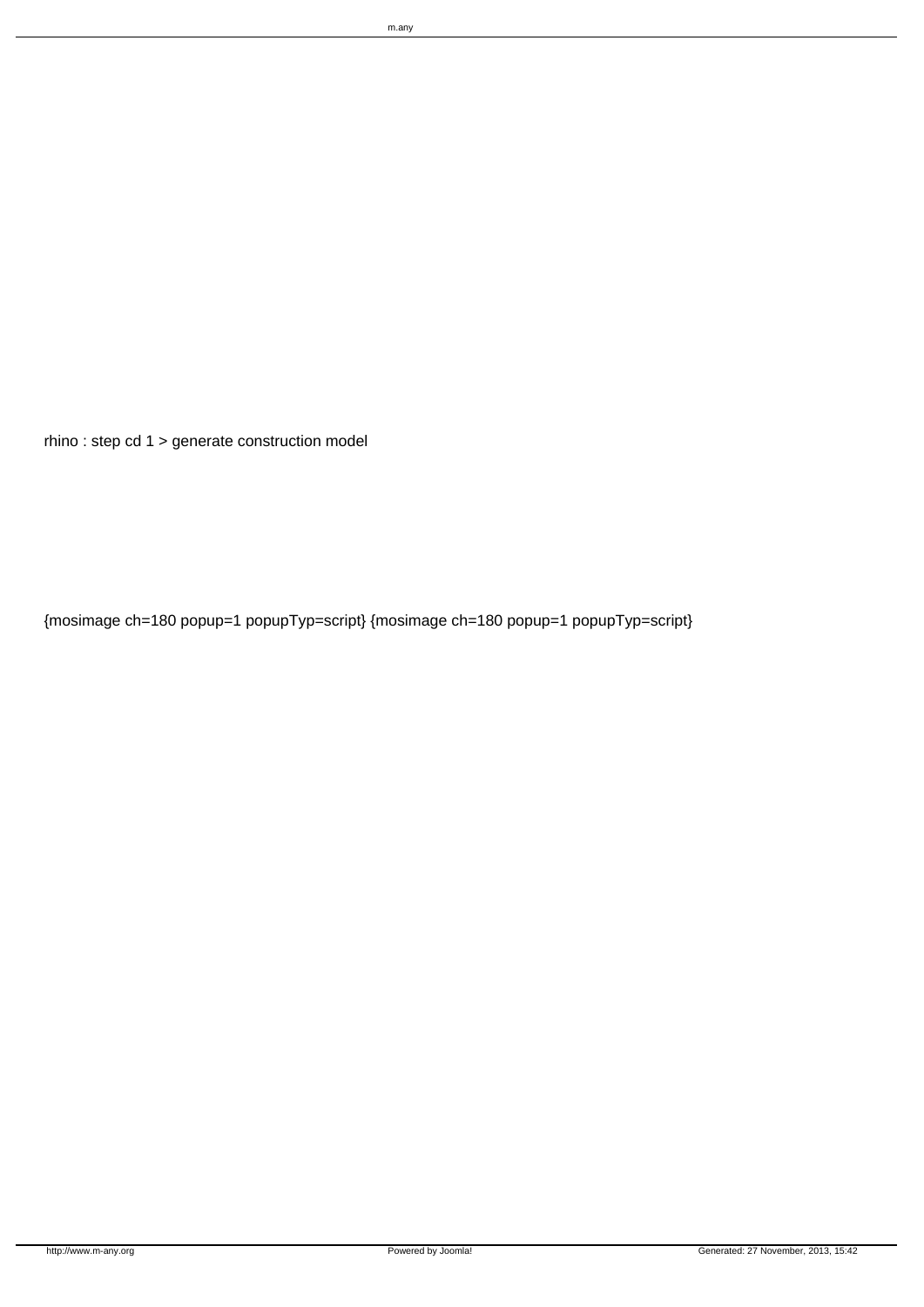rhino : step cd 1 > generate construction model

{mosimage ch=180 popup=1 popupTyp=script} {mosimage ch=180 popup=1 popupTyp=script}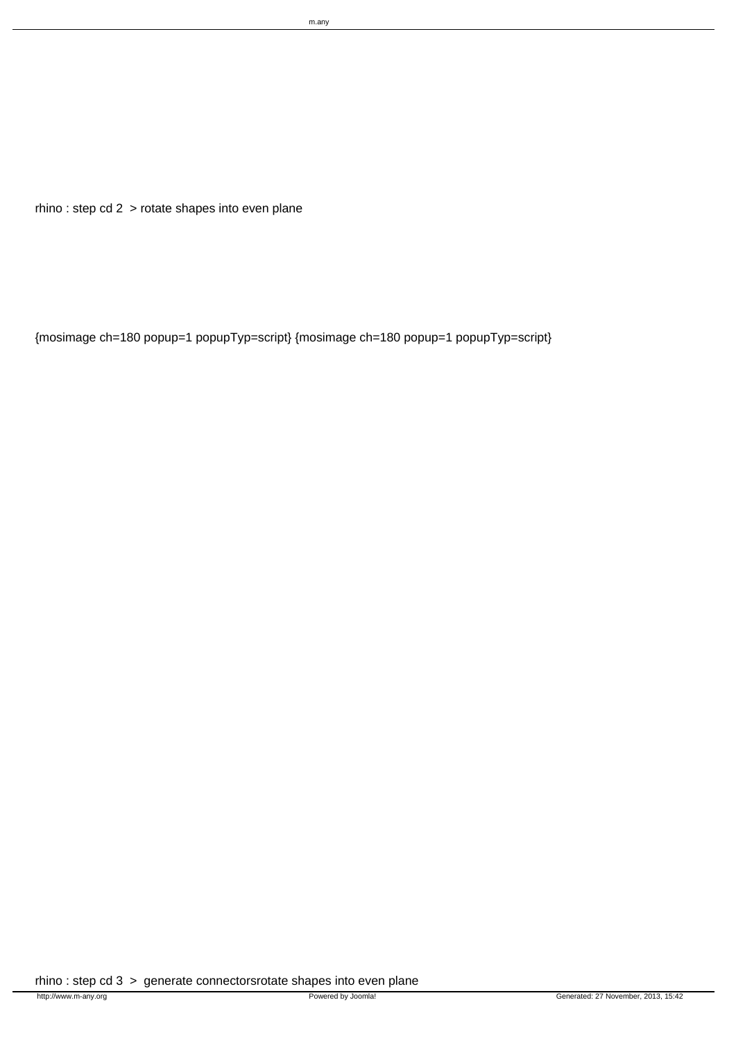rhino : step cd 2 > rotate shapes into even plane

{mosimage ch=180 popup=1 popupTyp=script} {mosimage ch=180 popup=1 popupTyp=script}

rhino : step cd 3 > generate connectorsrotate shapes into even plane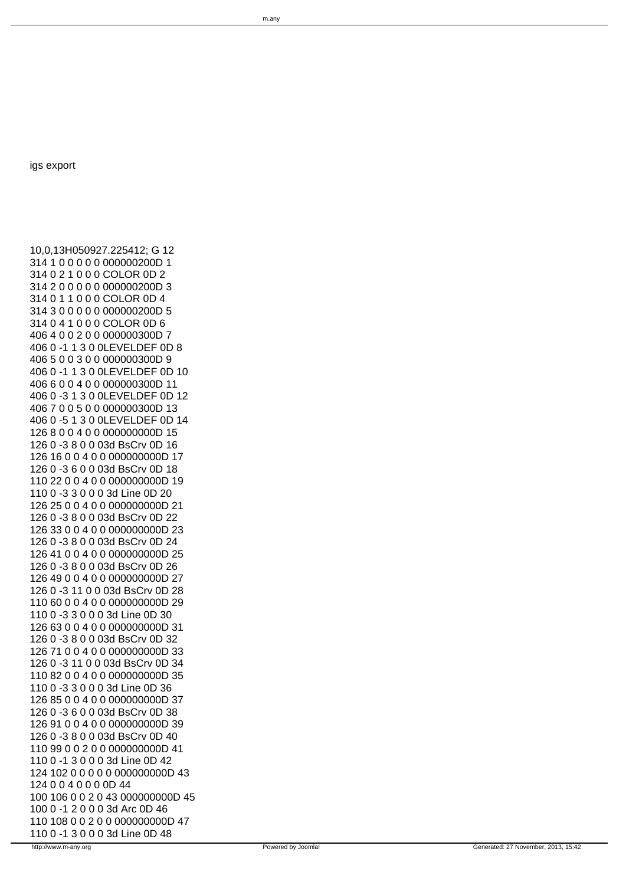igs export

```
10,0,13H050927.225412; G 12
314 1 0 0 0 0 0 000000200D 1
314 0 2 1 0 0 0 COLOR 0D 2
314 2 0 0 0 0 0 000000200D 3
314 0 1 1 0 0 0 COLOR 0D 4
314 3 0 0 0 0 0 000000200D 5
314 0 4 1 0 0 0 COLOR 0D 6
406 4 0 0 2 0 0 000000300D 7
406 0 -1 1 3 0 0LEVELDEF 0D 8
406 5 0 0 3 0 0 000000300D 9
406 0 -1 1 3 0 0LEVELDEF 0D 10
406 6 0 0 4 0 0 000000300D 11
406 0 -3 1 3 0 0LEVELDEF 0D 12
406 7 0 0 5 0 0 000000300D 13
406 0 -5 1 3 0 0LEVELDEF 0D 14
126 8 0 0 4 0 0 000000000D 15
126 0 -3 8 0 0 03d BsCrv 0D 16
126 16 0 0 4 0 0 000000000D 17
126 0 -3 6 0 0 03d BsCrv 0D 18
110 22 0 0 4 0 0 000000000D 19
110 0 -3 3 0 0 0 3d Line 0D 20
126 25 0 0 4 0 0 000000000D 21
126 0 -3 8 0 0 03d BsCrv 0D 22
126 33 0 0 4 0 0 000000000D 23
126 0 -3 8 0 0 03d BsCrv 0D 24
126 41 0 0 4 0 0 000000000D 25
126 0 -3 8 0 0 03d BsCrv 0D 26
126 49 0 0 4 0 0 000000000D 27
126 0 -3 11 0 0 03d BsCrv 0D 28
110 60 0 0 4 0 0 000000000D 29
110 0 -3 3 0 0 0 3d Line 0D 30
126 63 0 0 4 0 0 000000000D 31
126 0 -3 8 0 0 03d BsCrv 0D 32
126 71 0 0 4 0 0 000000000D 33
126 0 -3 11 0 0 03d BsCrv 0D 34
110 82 0 0 4 0 0 000000000D 35
110 0 -3 3 0 0 0 3d Line 0D 36
126 85 0 0 4 0 0 000000000D 37
126 0 -3 6 0 0 03d BsCrv 0D 38
126 91 0 0 4 0 0 000000000D 39
126 0 -3 8 0 0 03d BsCrv 0D 40
110 99 0 0 2 0 0 000000000D 41
110 0 -1 3 0 0 0 3d Line 0D 42
124 102 0 0 0 0 0 000000000D 43
124 0 0 4 0 0 0 0D 44
100 106 0 0 2 0 43 000000000D 45
100 0 -1 2 0 0 0 3d Arc 0D 46
110 108 0 0 2 0 0 000000000D 47
110 0 -1 3 0 0 0 3d Line 0D 48
```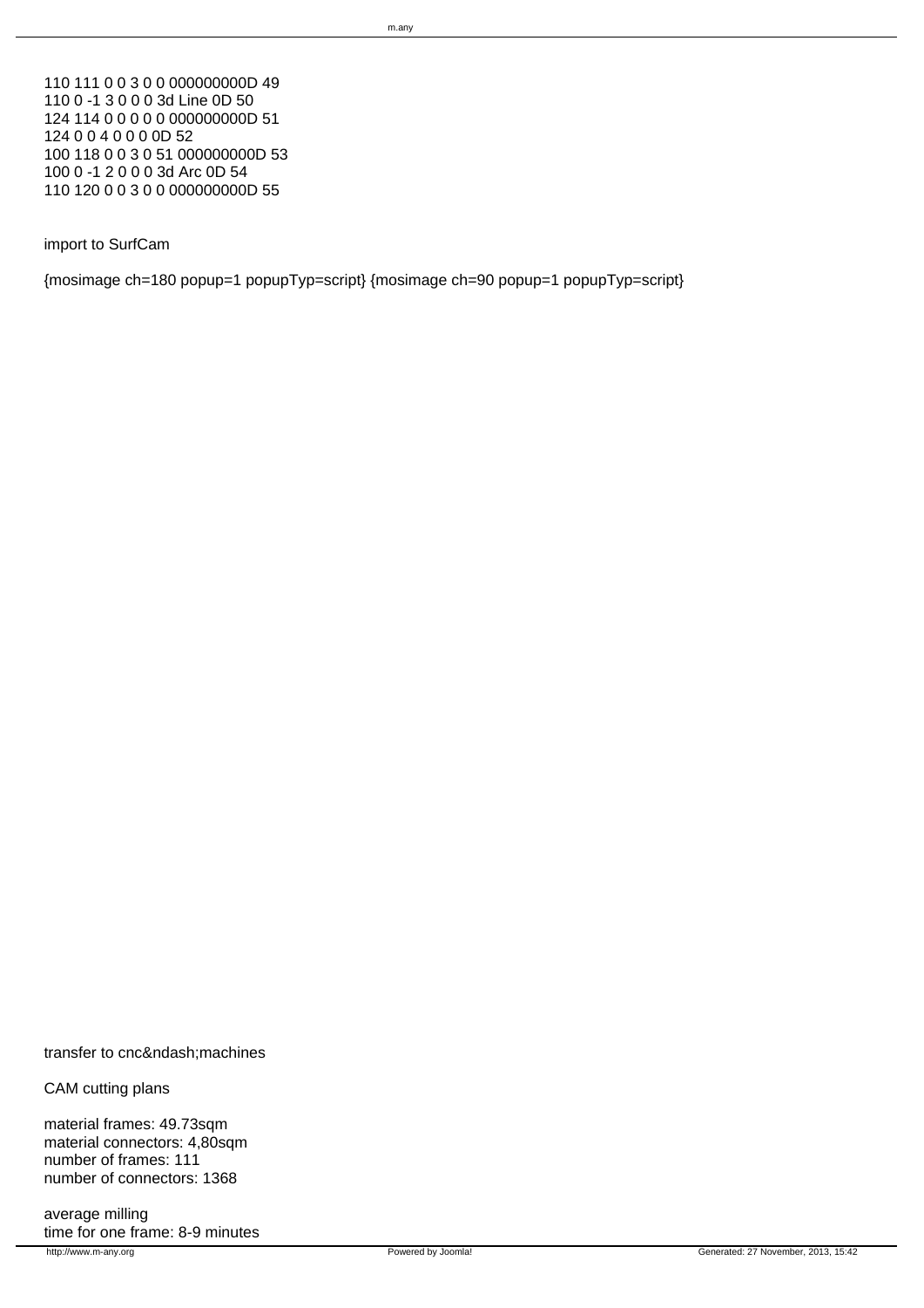110 111 0 0 3 0 0 000000000D 49
110 0 -1 3 0 0 0 3d Line 0D 50
124 114 0 0 0 0 0 000000000D 51
124 0 0 4 0 0 0 0D 52
100 118 0 0 3 0 51 000000000D 53
100 0 -1 2 0 0 0 3d Arc 0D 54
110 120 0 0 3 0 0 000000000D 55

import to SurfCam

{mosimage ch=180 popup=1 popupTyp=script} {mosimage ch=90 popup=1 popupTyp=script}

transfer to cnc&ndash;machines

CAM cutting plans

material frames: 49.73sqm
material connectors: 4,80sqm
number of frames: 111
number of connectors: 1368

average milling
time for one frame: 8-9 minutes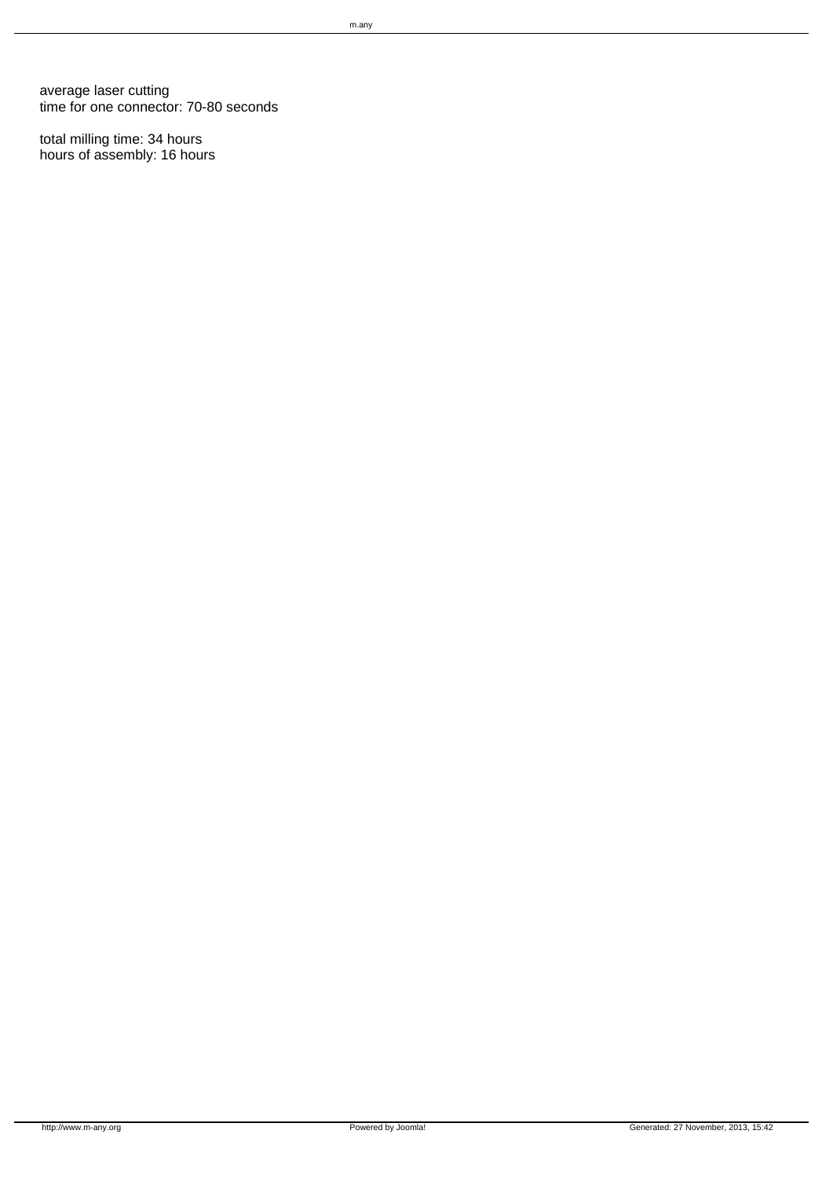average laser cutting
time for one connector: 70-80 seconds

total milling time: 34 hours
hours of assembly: 16 hours